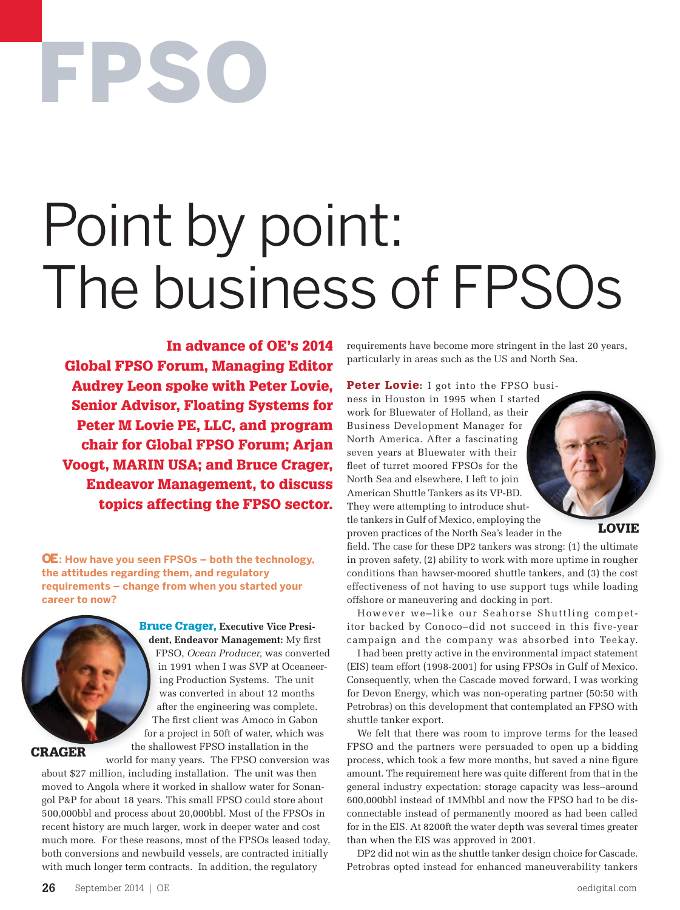# FPSO

# Point by point: The business of FPSOs

**In advance of OE's 2014 Global FPSO Forum, Managing Editor Audrey Leon spoke with Peter Lovie, Senior Advisor, Floating Systems for Peter M Lovie PE, LLC, and program chair for Global FPSO Forum; Arjan Voogt, MARIN USA; and Bruce Crager, Endeavor Management, to discuss topics affecting the FPSO sector.**

**OE: How have you seen FPSOs – both the technology, the attitudes regarding them, and regulatory requirements – change from when you started your career to now?**

CRAGER

**Bruce Crager, Executive Vice President, Endeavor Management:** My first FPSO, *Ocean Producer,* was converted in 1991 when I was SVP at Oceaneering Production Systems. The unit was converted in about 12 months after the engineering was complete. The first client was Amoco in Gabon for a project in 50ft of water, which was the shallowest FPSO installation in the world for many years. The FPSO conversion was about $27 million, including installation. The unit was then moved to Angola where it worked in shallow water for Sonangol P&P for about 18 years. This small FPSO could store about 500,000bbl and process about 20,000bbl. Most of the FPSOs in recent history are much larger, work in deeper water and cost much more. For these reasons, most of the FPSOs leased today, both conversions and newbuild vessels, are contracted initially with much longer term contracts. In addition, the regulatory requirements have become more stringent in the last 20 years, particularly in areas such as the US and North Sea.

LOVIE

**Peter Lovie:** I got into the FPSO business in Houston in 1995 when I started work for Bluewater of Holland, as their Business Development Manager for North America. After a fascinating seven years at Bluewater with their fleet of turret moored FPSOs for the North Sea and elsewhere, I left to join American Shuttle Tankers as its VP-BD. They were attempting to introduce shuttle tankers in Gulf of Mexico, employing the proven practices of the North Sea's leader in the field. The case for these DP2 tankers was strong: (1) the ultimate in proven safety, (2) ability to work with more uptime in rougher conditions than hawser-moored shuttle tankers, and (3) the cost effectiveness of not having to use support tugs while loading offshore or maneuvering and docking in port.

However we–like our Seahorse Shuttling competitor backed by Conoco–did not succeed in this five-year campaign and the company was absorbed into Teekay.

I had been pretty active in the environmental impact statement (EIS) team effort (1998-2001) for using FPSOs in Gulf of Mexico. Consequently, when the Cascade moved forward, I was working for Devon Energy, which was non-operating partner (50:50 with Petrobras) on this development that contemplated an FPSO with shuttle tanker export.

We felt that there was room to improve terms for the leased FPSO and the partners were persuaded to open up a bidding process, which took a few more months, but saved a nine figure amount. The requirement here was quite different from that in the general industry expectation: storage capacity was less–around 600,000bbl instead of 1MMbbl and now the FPSO had to be disconnectable instead of permanently moored as had been called for in the EIS. At 8200ft the water depth was several times greater than when the EIS was approved in 2001.

DP2 did not win as the shuttle tanker design choice for Cascade. Petrobras opted instead for enhanced maneuverability tankers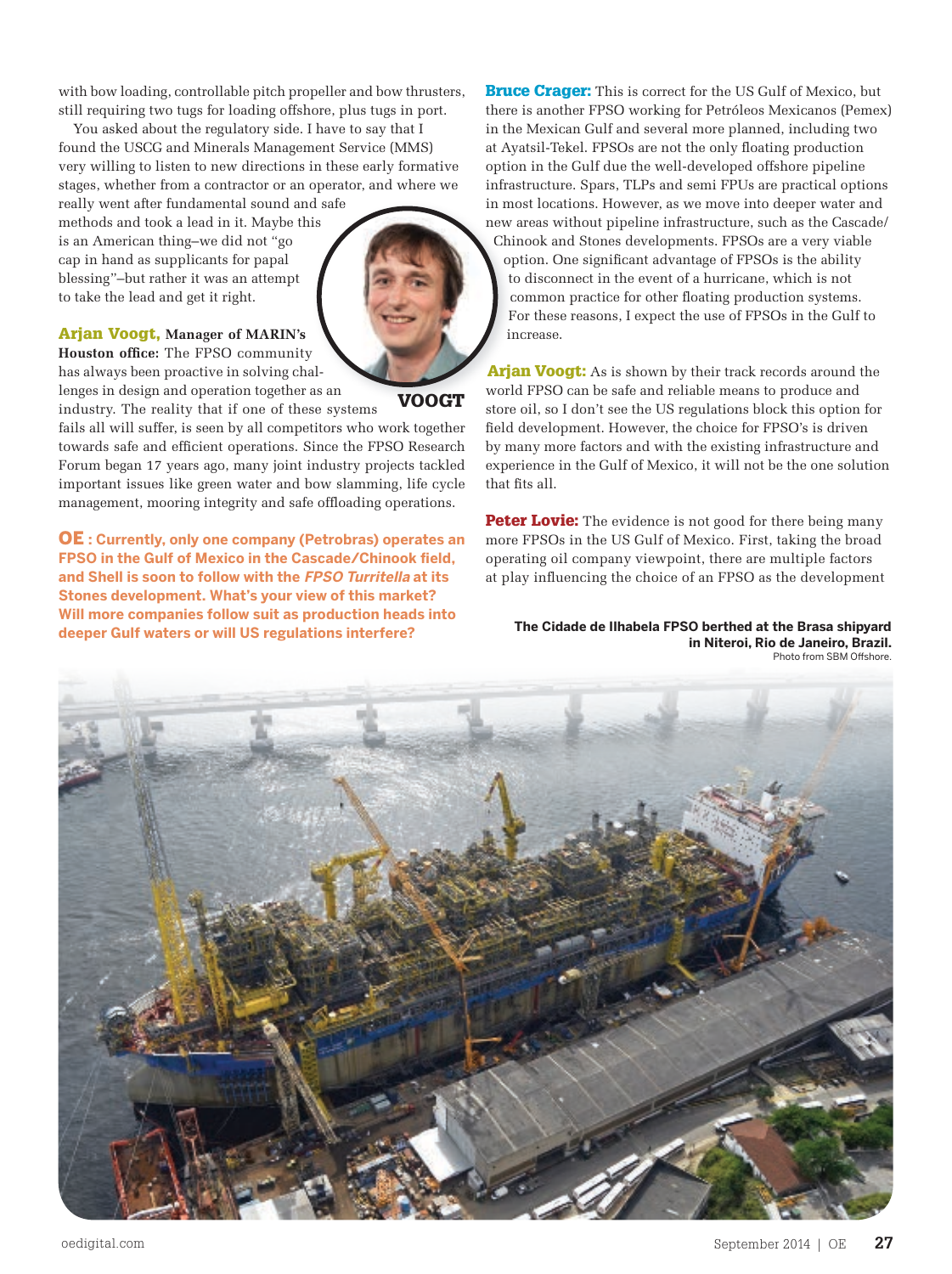with bow loading, controllable pitch propeller and bow thrusters, still requiring two tugs for loading offshore, plus tugs in port.

You asked about the regulatory side. I have to say that I found the USCG and Minerals Management Service (MMS) very willing to listen to new directions in these early formative stages, whether from a contractor or an operator, and where we really went after fundamental sound and safe methods and took a lead in it. Maybe this is an American thing–we did not "go cap in hand as supplicants for papal blessing"–but rather it was an attempt to take the lead and get it right.

**Arjan Voogt, Manager of MARIN's Houston office:** The FPSO community has always been proactive in solving challenges in design and operation together as an industry. The reality that if one of these systems fails all will suffer, is seen by all competitors who work together towards safe and efficient operations. Since the FPSO Research Forum began 17 years ago, many joint industry projects tackled important issues like green water and bow slamming, life cycle management, mooring integrity and safe offloading operations.

VOOGT

**OE : Currently, only one company (Petrobras) operates an FPSO in the Gulf of Mexico in the Cascade/Chinook field, and Shell is soon to follow with the *FPSO Turritella* at its Stones development. What's your view of this market? Will more companies follow suit as production heads into deeper Gulf waters or will US regulations interfere?**

**Bruce Crager:** This is correct for the US Gulf of Mexico, but there is another FPSO working for Petróleos Mexicanos (Pemex) in the Mexican Gulf and several more planned, including two at Ayatsil-Tekel. FPSOs are not the only floating production option in the Gulf due the well-developed offshore pipeline infrastructure. Spars, TLPs and semi FPUs are practical options in most locations. However, as we move into deeper water and new areas without pipeline infrastructure, such as the Cascade/Chinook and Stones developments. FPSOs are a very viable option. One significant advantage of FPSOs is the ability to disconnect in the event of a hurricane, which is not common practice for other floating production systems. For these reasons, I expect the use of FPSOs in the Gulf to increase.

**Arjan Voogt:** As is shown by their track records around the world FPSO can be safe and reliable means to produce and store oil, so I don't see the US regulations block this option for field development. However, the choice for FPSO's is driven by many more factors and with the existing infrastructure and experience in the Gulf of Mexico, it will not be the one solution that fits all.

**Peter Lovie:** The evidence is not good for there being many more FPSOs in the US Gulf of Mexico. First, taking the broad operating oil company viewpoint, there are multiple factors at play influencing the choice of an FPSO as the development

**The Cidade de Ilhabela FPSO berthed at the Brasa shipyard in Niteroi, Rio de Janeiro, Brazil.**
Photo from SBM Offshore.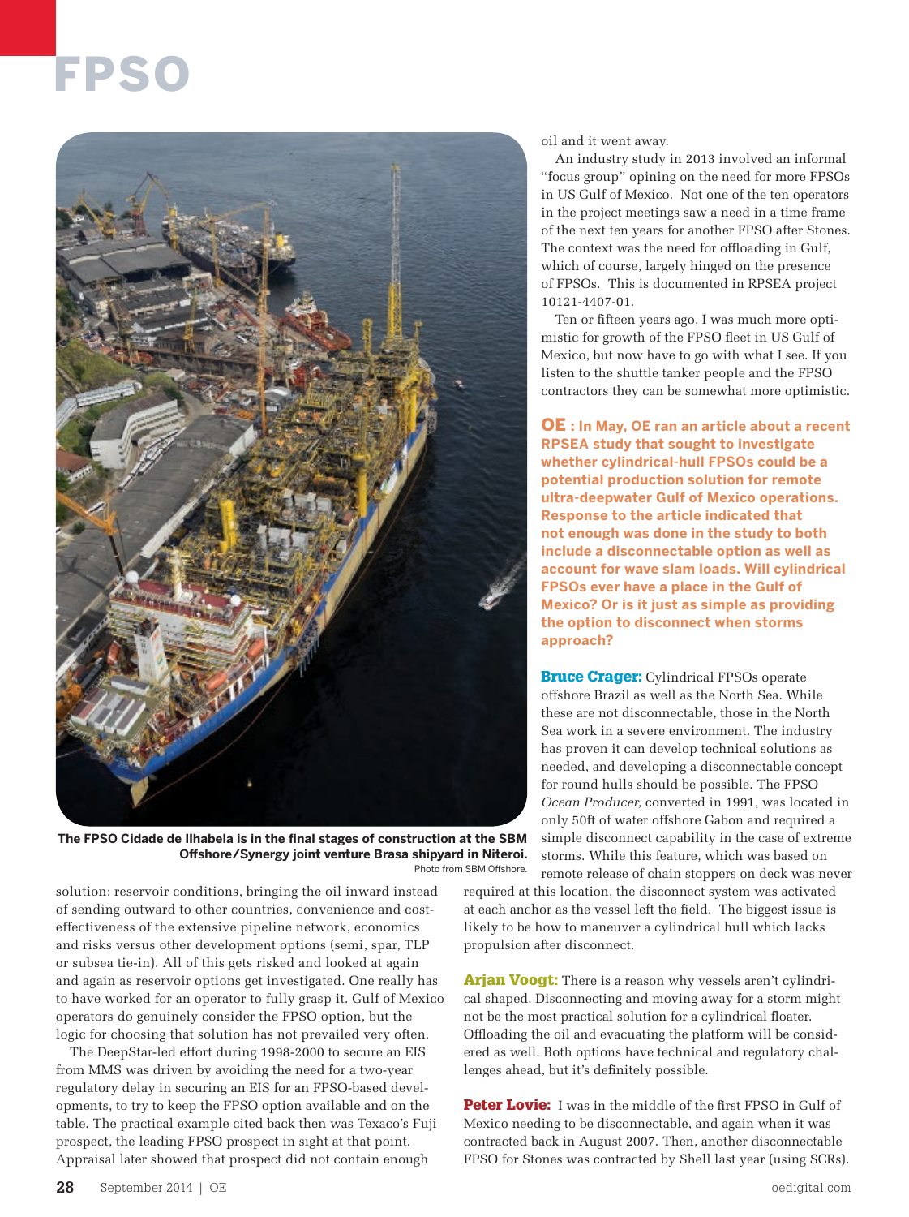The FPSO Cidade de Ilhabela is in the final stages of construction at the SBM Offshore/Synergy joint venture Brasa shipyard in Niteroi.
Photo from SBM Offshore.

solution: reservoir conditions, bringing the oil inward instead of sending outward to other countries, convenience and cost-effectiveness of the extensive pipeline network, economics and risks versus other development options (semi, spar, TLP or subsea tie-in). All of this gets risked and looked at again and again as reservoir options get investigated. One really has to have worked for an operator to fully grasp it. Gulf of Mexico operators do genuinely consider the FPSO option, but the logic for choosing that solution has not prevailed very often.

The DeepStar-led effort during 1998-2000 to secure an EIS from MMS was driven by avoiding the need for a two-year regulatory delay in securing an EIS for an FPSO-based developments, to try to keep the FPSO option available and on the table. The practical example cited back then was Texaco's Fuji prospect, the leading FPSO prospect in sight at that point. Appraisal later showed that prospect did not contain enough oil and it went away.

An industry study in 2013 involved an informal "focus group" opining on the need for more FPSOs in US Gulf of Mexico. Not one of the ten operators in the project meetings saw a need in a time frame of the next ten years for another FPSO after Stones. The context was the need for offloading in Gulf, which of course, largely hinged on the presence of FPSOs. This is documented in RPSEA project 10121-4407-01.

Ten or fifteen years ago, I was much more optimistic for growth of the FPSO fleet in US Gulf of Mexico, but now have to go with what I see. If you listen to the shuttle tanker people and the FPSO contractors they can be somewhat more optimistic.

**OE : In May, OE ran an article about a recent RPSEA study that sought to investigate whether cylindrical-hull FPSOs could be a potential production solution for remote ultra-deepwater Gulf of Mexico operations. Response to the article indicated that not enough was done in the study to both include a disconnectable option as well as account for wave slam loads. Will cylindrical FPSOs ever have a place in the Gulf of Mexico? Or is it just as simple as providing the option to disconnect when storms approach?**

**Bruce Crager:** Cylindrical FPSOs operate offshore Brazil as well as the North Sea. While these are not disconnectable, those in the North Sea work in a severe environment. The industry has proven it can develop technical solutions as needed, and developing a disconnectable concept for round hulls should be possible. The FPSO *Ocean Producer,* converted in 1991, was located in only 50ft of water offshore Gabon and required a simple disconnect capability in the case of extreme storms. While this feature, which was based on remote release of chain stoppers on deck was never required at this location, the disconnect system was activated at each anchor as the vessel left the field. The biggest issue is likely to be how to maneuver a cylindrical hull which lacks propulsion after disconnect.

**Arjan Voogt:** There is a reason why vessels aren't cylindrical shaped. Disconnecting and moving away for a storm might not be the most practical solution for a cylindrical floater. Offloading the oil and evacuating the platform will be considered as well. Both options have technical and regulatory challenges ahead, but it's definitely possible.

**Peter Lovie:** I was in the middle of the first FPSO in Gulf of Mexico needing to be disconnectable, and again when it was contracted back in August 2007. Then, another disconnectable FPSO for Stones was contracted by Shell last year (using SCRs).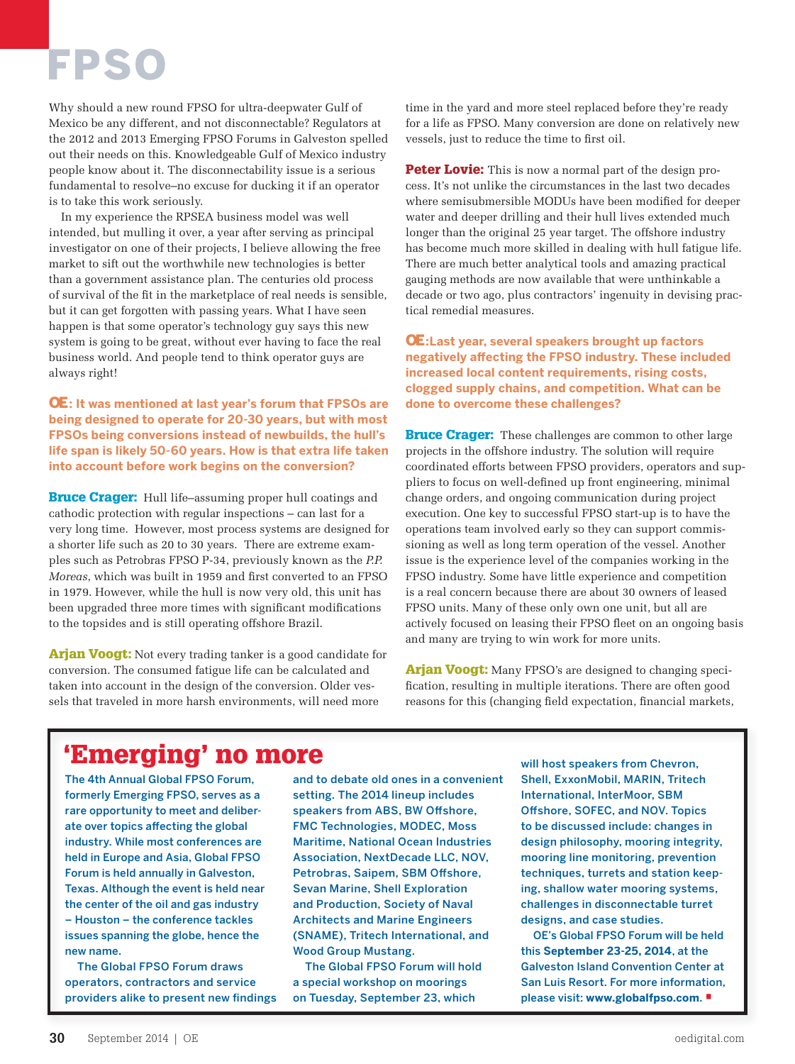# FPSO

Why should a new round FPSO for ultra-deepwater Gulf of Mexico be any different, and not disconnectable? Regulators at the 2012 and 2013 Emerging FPSO Forums in Galveston spelled out their needs on this. Knowledgeable Gulf of Mexico industry people know about it. The disconnectability issue is a serious fundamental to resolve–no excuse for ducking it if an operator is to take this work seriously.

In my experience the RPSEA business model was well intended, but mulling it over, a year after serving as principal investigator on one of their projects, I believe allowing the free market to sift out the worthwhile new technologies is better than a government assistance plan. The centuries old process of survival of the fit in the marketplace of real needs is sensible, but it can get forgotten with passing years. What I have seen happen is that some operator's technology guy says this new system is going to be great, without ever having to face the real business world. And people tend to think operator guys are always right!

**OE: It was mentioned at last year's forum that FPSOs are being designed to operate for 20-30 years, but with most FPSOs being conversions instead of newbuilds, the hull's life span is likely 50-60 years. How is that extra life taken into account before work begins on the conversion?**

**Bruce Crager:** Hull life–assuming proper hull coatings and cathodic protection with regular inspections – can last for a very long time. However, most process systems are designed for a shorter life such as 20 to 30 years. There are extreme examples such as Petrobras FPSO P-34, previously known as the *P.P. Moreas*, which was built in 1959 and first converted to an FPSO in 1979. However, while the hull is now very old, this unit has been upgraded three more times with significant modifications to the topsides and is still operating offshore Brazil.

**Arjan Voogt:** Not every trading tanker is a good candidate for conversion. The consumed fatigue life can be calculated and taken into account in the design of the conversion. Older vessels that traveled in more harsh environments, will need more time in the yard and more steel replaced before they're ready for a life as FPSO. Many conversion are done on relatively new vessels, just to reduce the time to first oil.

**Peter Lovie:** This is now a normal part of the design process. It's not unlike the circumstances in the last two decades where semisubmersible MODUs have been modified for deeper water and deeper drilling and their hull lives extended much longer than the original 25 year target. The offshore industry has become much more skilled in dealing with hull fatigue life. There are much better analytical tools and amazing practical gauging methods are now available that were unthinkable a decade or two ago, plus contractors' ingenuity in devising practical remedial measures.

**OE: Last year, several speakers brought up factors negatively affecting the FPSO industry. These included increased local content requirements, rising costs, clogged supply chains, and competition. What can be done to overcome these challenges?**

**Bruce Crager:** These challenges are common to other large projects in the offshore industry. The solution will require coordinated efforts between FPSO providers, operators and suppliers to focus on well-defined up front engineering, minimal change orders, and ongoing communication during project execution. One key to successful FPSO start-up is to have the operations team involved early so they can support commissioning as well as long term operation of the vessel. Another issue is the experience level of the companies working in the FPSO industry. Some have little experience and competition is a real concern because there are about 30 owners of leased FPSO units. Many of these only own one unit, but all are actively focused on leasing their FPSO fleet on an ongoing basis and many are trying to win work for more units.

**Arjan Voogt:** Many FPSO's are designed to changing specification, resulting in multiple iterations. There are often good reasons for this (changing field expectation, financial markets,

## 'Emerging' no more

The 4th Annual Global FPSO Forum, formerly Emerging FPSO, serves as a rare opportunity to meet and deliberate over topics affecting the global industry. While most conferences are held in Europe and Asia, Global FPSO Forum is held annually in Galveston, Texas. Although the event is held near the center of the oil and gas industry – Houston – the conference tackles issues spanning the globe, hence the new name.

The Global FPSO Forum draws operators, contractors and service providers alike to present new findings and to debate old ones in a convenient setting. The 2014 lineup includes speakers from ABS, BW Offshore, FMC Technologies, MODEC, Moss Maritime, National Ocean Industries Association, NextDecade LLC, NOV, Petrobras, Saipem, SBM Offshore, Sevan Marine, Shell Exploration and Production, Society of Naval Architects and Marine Engineers (SNAME), Tritech International, and Wood Group Mustang.

The Global FPSO Forum will hold a special workshop on moorings on Tuesday, September 23, which will host speakers from Chevron, Shell, ExxonMobil, MARIN, Tritech International, InterMoor, SBM Offshore, SOFEC, and NOV. Topics to be discussed include: changes in design philosophy, mooring integrity, mooring line monitoring, prevention techniques, turrets and station keeping, shallow water mooring systems, challenges in disconnectable turret designs, and case studies.

OE's Global FPSO Forum will be held this **September 23-25, 2014**, at the Galveston Island Convention Center at San Luis Resort. For more information, please visit: **www.globalfpso.com**.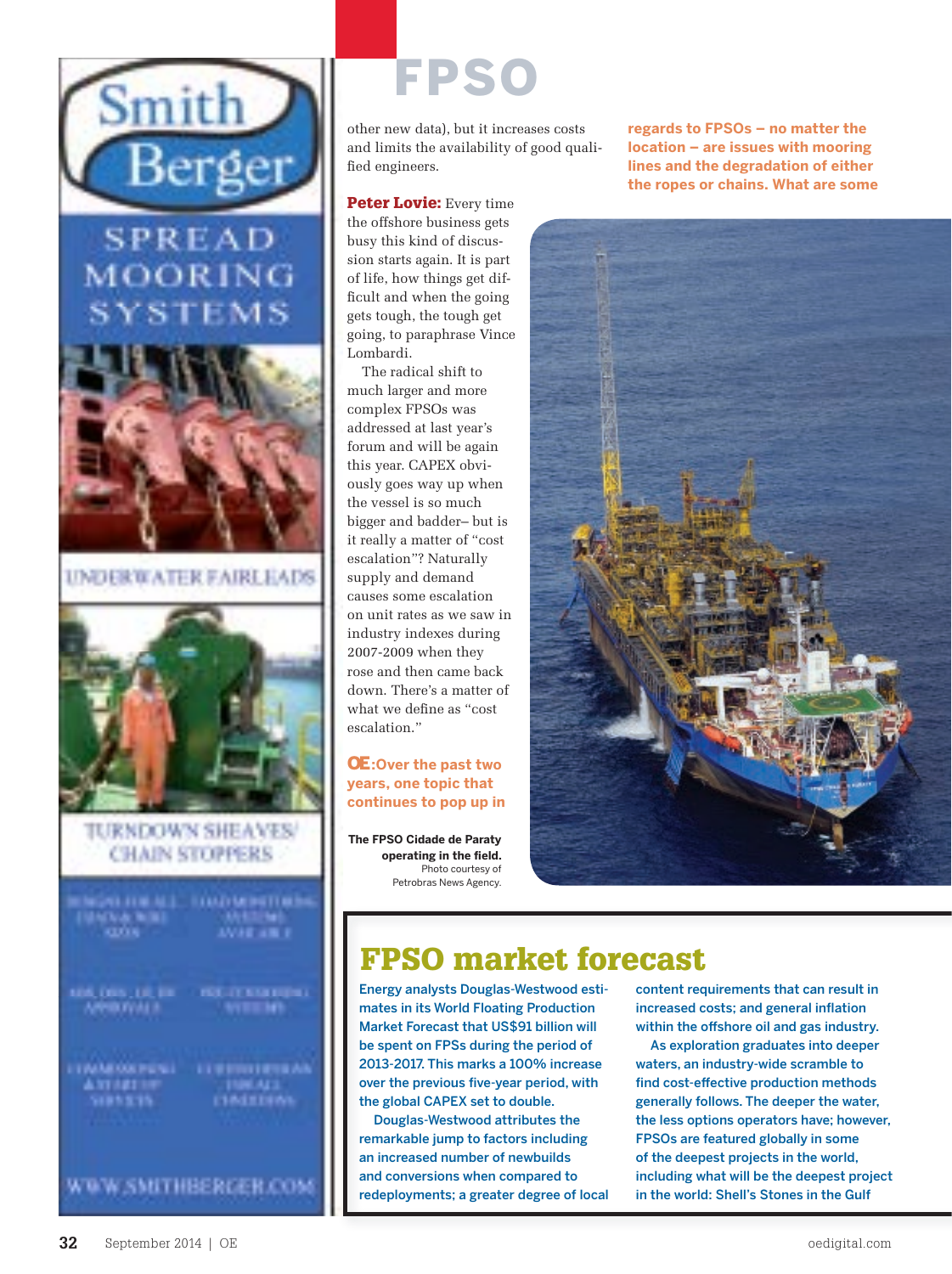# FPSO

other new data), but it increases costs and limits the availability of good qualified engineers.

**Peter Lovie:** Every time the offshore business gets busy this kind of discussion starts again. It is part of life, how things get difficult and when the going gets tough, the tough get going, to paraphrase Vince Lombardi.

The radical shift to much larger and more complex FPSOs was addressed at last year's forum and will be again this year. CAPEX obviously goes way up when the vessel is so much bigger and badder– but is it really a matter of "cost escalation"? Naturally supply and demand causes some escalation on unit rates as we saw in industry indexes during 2007-2009 when they rose and then came back down. There's a matter of what we define as "cost escalation."

**OE:** **Over the past two years, one topic that continues to pop up in regards to FPSOs – no matter the location – are issues with mooring lines and the degradation of either the ropes or chains. What are some**

**The FPSO Cidade de Paraty operating in the field.**
Photo courtesy of Petrobras News Agency.

## FPSO market forecast

Energy analysts Douglas-Westwood estimates in its World Floating Production Market Forecast that US$91 billion will be spent on FPSs during the period of 2013-2017. This marks a 100% increase over the previous five-year period, with the global CAPEX set to double.

Douglas-Westwood attributes the remarkable jump to factors including an increased number of newbuilds and conversions when compared to redeployments; a greater degree of local content requirements that can result in increased costs; and general inflation within the offshore oil and gas industry.

As exploration graduates into deeper waters, an industry-wide scramble to find cost-effective production methods generally follows. The deeper the water, the less options operators have; however, FPSOs are featured globally in some of the deepest projects in the world, including what will be the deepest project in the world: Shell's Stones in the Gulf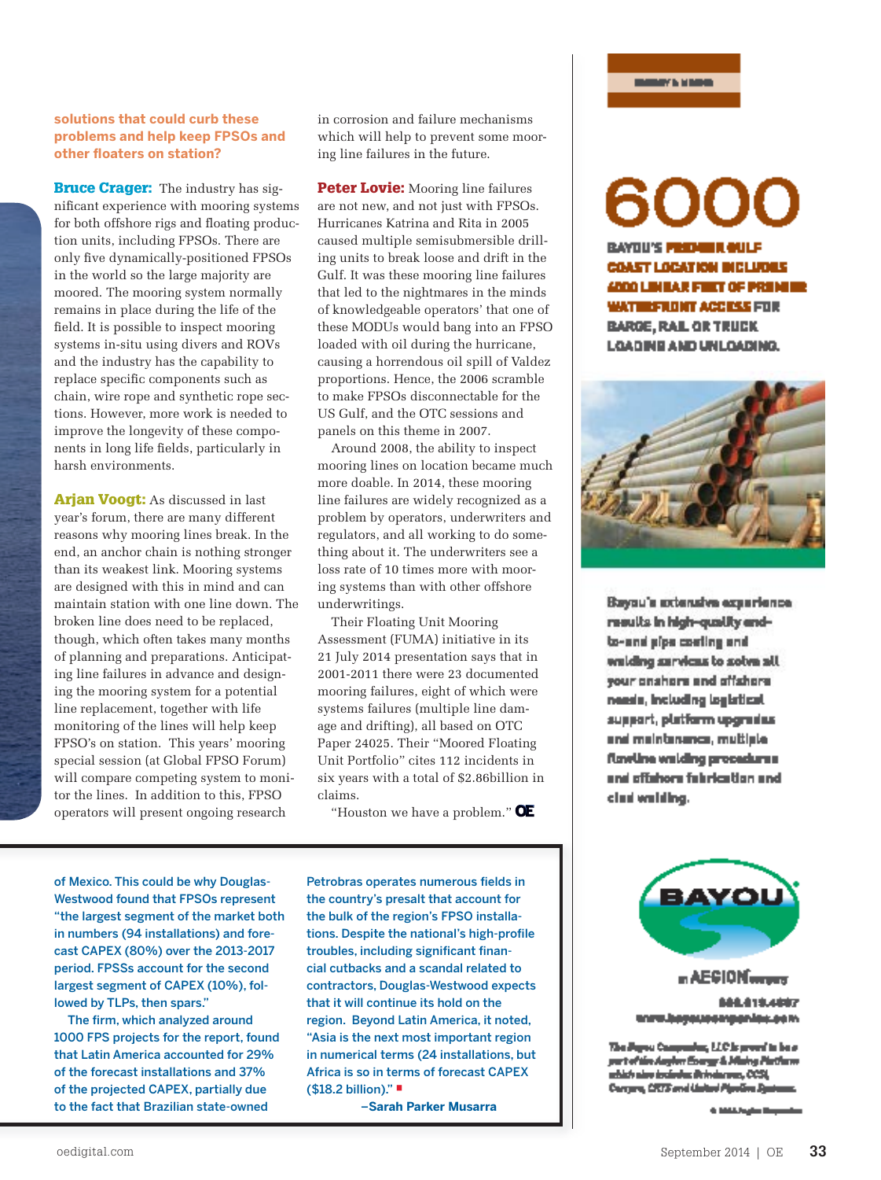**solutions that could curb these problems and help keep FPSOs and other floaters on station?**

**Bruce Crager:** The industry has significant experience with mooring systems for both offshore rigs and floating production units, including FPSOs. There are only five dynamically-positioned FPSOs in the world so the large majority are moored. The mooring system normally remains in place during the life of the field. It is possible to inspect mooring systems in-situ using divers and ROVs and the industry has the capability to replace specific components such as chain, wire rope and synthetic rope sections. However, more work is needed to improve the longevity of these components in long life fields, particularly in harsh environments.

**Arjan Voogt:** As discussed in last year's forum, there are many different reasons why mooring lines break. In the end, an anchor chain is nothing stronger than its weakest link. Mooring systems are designed with this in mind and can maintain station with one line down. The broken line does need to be replaced, though, which often takes many months of planning and preparations. Anticipating line failures in advance and designing the mooring system for a potential line replacement, together with life monitoring of the lines will help keep FPSO's on station. This years' mooring special session (at Global FPSO Forum) will compare competing system to monitor the lines. In addition to this, FPSO operators will present ongoing research in corrosion and failure mechanisms which will help to prevent some mooring line failures in the future.

**Peter Lovie:** Mooring line failures are not new, and not just with FPSOs. Hurricanes Katrina and Rita in 2005 caused multiple semisubmersible drilling units to break loose and drift in the Gulf. It was these mooring line failures that led to the nightmares in the minds of knowledgeable operators' that one of these MODUs would bang into an FPSO loaded with oil during the hurricane, causing a horrendous oil spill of Valdez proportions. Hence, the 2006 scramble to make FPSOs disconnectable for the US Gulf, and the OTC sessions and panels on this theme in 2007.

Around 2008, the ability to inspect mooring lines on location became much more doable. In 2014, these mooring line failures are widely recognized as a problem by operators, underwriters and regulators, and all working to do something about it. The underwriters see a loss rate of 10 times more with mooring systems than with other offshore underwritings.

Their Floating Unit Mooring Assessment (FUMA) initiative in its 21 July 2014 presentation says that in 2001-2011 there were 23 documented mooring failures, eight of which were systems failures (multiple line damage and drifting), all based on OTC Paper 24025. Their "Moored Floating Unit Portfolio" cites 112 incidents in six years with a total of $2.86billion in claims.

"Houston we have a problem." **OE**

---

of Mexico. This could be why Douglas-Westwood found that FPSOs represent "the largest segment of the market both in numbers (94 installations) and forecast CAPEX (80%) over the 2013-2017 period. FPSSs account for the second largest segment of CAPEX (10%), followed by TLPs, then spars."

The firm, which analyzed around 1000 FPS projects for the report, found that Latin America accounted for 29% of the forecast installations and 37% of the projected CAPEX, partially due to the fact that Brazilian state-owned Petrobras operates numerous fields in the country's presalt that account for the bulk of the region's FPSO installations. Despite the national's high-profile troubles, including significant financial cutbacks and a scandal related to contractors, Douglas-Westwood expects that it will continue its hold on the region. Beyond Latin America, it noted, "Asia is the next most important region in numerical terms (24 installations, but Africa is so in terms of forecast CAPEX ($18.2 billion)." ■

–Sarah Parker Musarra

---

6000

BAYOU'S PREMIER GULF COAST LOCATION INCLUDES 6000 LINEAR FEET OF PREMIER WATERFRONT ACCESS FOR BARGE, RAIL OR TRUCK LOADING AND UNLOADING.

Bayou's extensive experience results in high-quality end-to-end pipe coating and welding services to solve all your onshore and offshore needs, including logistical support, platform upgrades and maintenance, multiple flowline welding procedures and offshore fabrication and clad welding.

BAYOU

an AEGION company